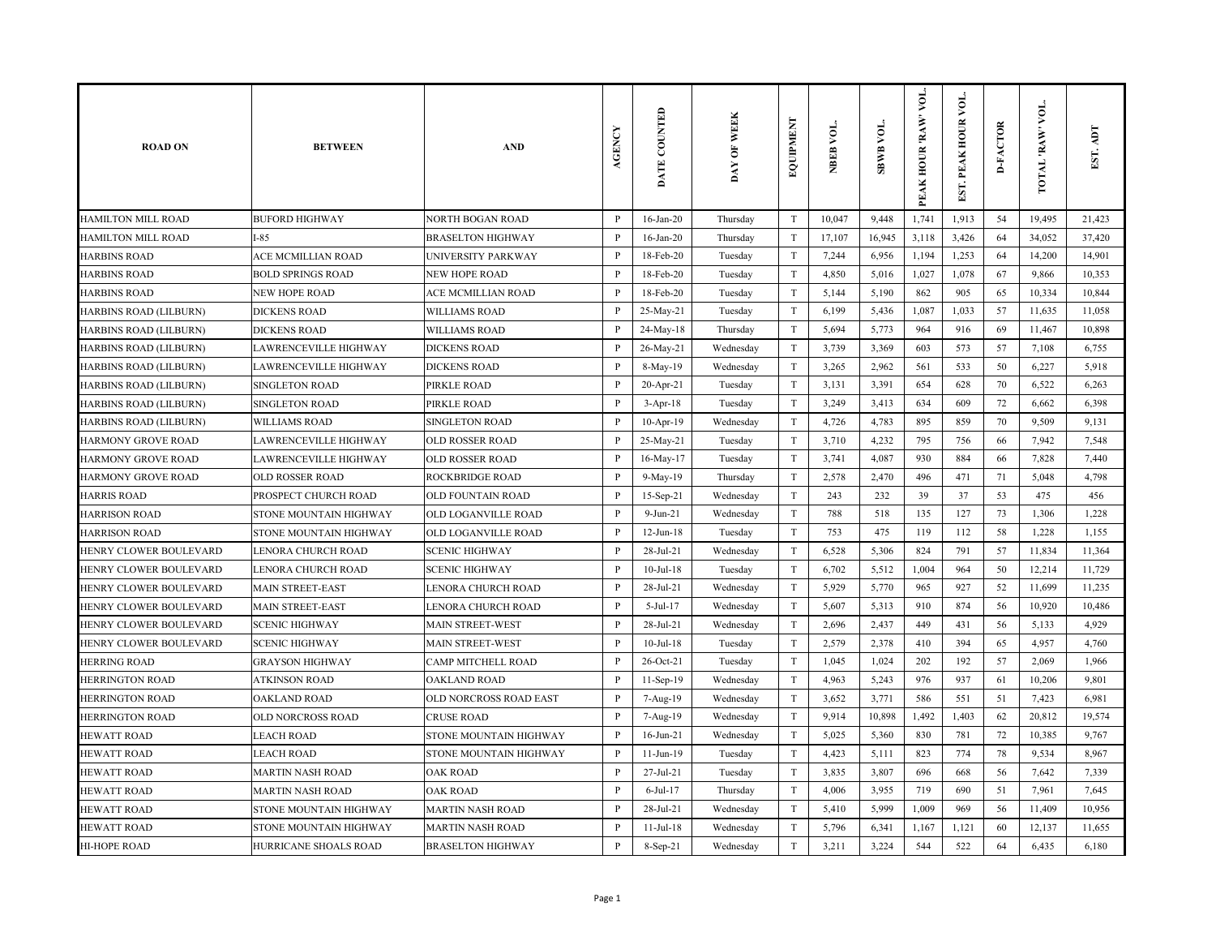| ROAD ON | BETWEEN | AND | AGENCY | DATE COUNTED | DAY OF WEEK | EQUIPMENT | NBEB VOL. | SBWB VOL. | PEAK HOUR 'RAW' VOL. | EST. PEAK HOUR VOL. | D-FACTOR | TOTAL 'RAW' VOL. | EST. ADT |
|---|---|---|---|---|---|---|---|---|---|---|---|---|---|
| HAMILTON MILL ROAD | BUFORD HIGHWAY | NORTH BOGAN ROAD | P | 16-Jan-20 | Thursday | T | 10,047 | 9,448 | 1,741 | 1,913 | 54 | 19,495 | 21,423 |
| HAMILTON MILL ROAD | I-85 | BRASELTON HIGHWAY | P | 16-Jan-20 | Thursday | T | 17,107 | 16,945 | 3,118 | 3,426 | 64 | 34,052 | 37,420 |
| HARBINS ROAD | ACE MCMILLIAN ROAD | UNIVERSITY PARKWAY | P | 18-Feb-20 | Tuesday | T | 7,244 | 6,956 | 1,194 | 1,253 | 64 | 14,200 | 14,901 |
| HARBINS ROAD | BOLD SPRINGS ROAD | NEW HOPE ROAD | P | 18-Feb-20 | Tuesday | T | 4,850 | 5,016 | 1,027 | 1,078 | 67 | 9,866 | 10,353 |
| HARBINS ROAD | NEW HOPE ROAD | ACE MCMILLIAN ROAD | P | 18-Feb-20 | Tuesday | T | 5,144 | 5,190 | 862 | 905 | 65 | 10,334 | 10,844 |
| HARBINS ROAD (LILBURN) | DICKENS ROAD | WILLIAMS ROAD | P | 25-May-21 | Tuesday | T | 6,199 | 5,436 | 1,087 | 1,033 | 57 | 11,635 | 11,058 |
| HARBINS ROAD (LILBURN) | DICKENS ROAD | WILLIAMS ROAD | P | 24-May-18 | Thursday | T | 5,694 | 5,773 | 964 | 916 | 69 | 11,467 | 10,898 |
| HARBINS ROAD (LILBURN) | LAWRENCEVILLE HIGHWAY | DICKENS ROAD | P | 26-May-21 | Wednesday | T | 3,739 | 3,369 | 603 | 573 | 57 | 7,108 | 6,755 |
| HARBINS ROAD (LILBURN) | LAWRENCEVILLE HIGHWAY | DICKENS ROAD | P | 8-May-19 | Wednesday | T | 3,265 | 2,962 | 561 | 533 | 50 | 6,227 | 5,918 |
| HARBINS ROAD (LILBURN) | SINGLETON ROAD | PIRKLE ROAD | P | 20-Apr-21 | Tuesday | T | 3,131 | 3,391 | 654 | 628 | 70 | 6,522 | 6,263 |
| HARBINS ROAD (LILBURN) | SINGLETON ROAD | PIRKLE ROAD | P | 3-Apr-18 | Tuesday | T | 3,249 | 3,413 | 634 | 609 | 72 | 6,662 | 6,398 |
| HARBINS ROAD (LILBURN) | WILLIAMS ROAD | SINGLETON ROAD | P | 10-Apr-19 | Wednesday | T | 4,726 | 4,783 | 895 | 859 | 70 | 9,509 | 9,131 |
| HARMONY GROVE ROAD | LAWRENCEVILLE HIGHWAY | OLD ROSSER ROAD | P | 25-May-21 | Tuesday | T | 3,710 | 4,232 | 795 | 756 | 66 | 7,942 | 7,548 |
| HARMONY GROVE ROAD | LAWRENCEVILLE HIGHWAY | OLD ROSSER ROAD | P | 16-May-17 | Tuesday | T | 3,741 | 4,087 | 930 | 884 | 66 | 7,828 | 7,440 |
| HARMONY GROVE ROAD | OLD ROSSER ROAD | ROCKBRIDGE ROAD | P | 9-May-19 | Thursday | T | 2,578 | 2,470 | 496 | 471 | 71 | 5,048 | 4,798 |
| HARRIS ROAD | PROSPECT CHURCH ROAD | OLD FOUNTAIN ROAD | P | 15-Sep-21 | Wednesday | T | 243 | 232 | 39 | 37 | 53 | 475 | 456 |
| HARRISON ROAD | STONE MOUNTAIN HIGHWAY | OLD LOGANVILLE ROAD | P | 9-Jun-21 | Wednesday | T | 788 | 518 | 135 | 127 | 73 | 1,306 | 1,228 |
| HARRISON ROAD | STONE MOUNTAIN HIGHWAY | OLD LOGANVILLE ROAD | P | 12-Jun-18 | Tuesday | T | 753 | 475 | 119 | 112 | 58 | 1,228 | 1,155 |
| HENRY CLOWER BOULEVARD | LENORA CHURCH ROAD | SCENIC HIGHWAY | P | 28-Jul-21 | Wednesday | T | 6,528 | 5,306 | 824 | 791 | 57 | 11,834 | 11,364 |
| HENRY CLOWER BOULEVARD | LENORA CHURCH ROAD | SCENIC HIGHWAY | P | 10-Jul-18 | Tuesday | T | 6,702 | 5,512 | 1,004 | 964 | 50 | 12,214 | 11,729 |
| HENRY CLOWER BOULEVARD | MAIN STREET-EAST | LENORA CHURCH ROAD | P | 28-Jul-21 | Wednesday | T | 5,929 | 5,770 | 965 | 927 | 52 | 11,699 | 11,235 |
| HENRY CLOWER BOULEVARD | MAIN STREET-EAST | LENORA CHURCH ROAD | P | 5-Jul-17 | Wednesday | T | 5,607 | 5,313 | 910 | 874 | 56 | 10,920 | 10,486 |
| HENRY CLOWER BOULEVARD | SCENIC HIGHWAY | MAIN STREET-WEST | P | 28-Jul-21 | Wednesday | T | 2,696 | 2,437 | 449 | 431 | 56 | 5,133 | 4,929 |
| HENRY CLOWER BOULEVARD | SCENIC HIGHWAY | MAIN STREET-WEST | P | 10-Jul-18 | Tuesday | T | 2,579 | 2,378 | 410 | 394 | 65 | 4,957 | 4,760 |
| HERRING ROAD | GRAYSON HIGHWAY | CAMP MITCHELL ROAD | P | 26-Oct-21 | Tuesday | T | 1,045 | 1,024 | 202 | 192 | 57 | 2,069 | 1,966 |
| HERRINGTON ROAD | ATKINSON ROAD | OAKLAND ROAD | P | 11-Sep-19 | Wednesday | T | 4,963 | 5,243 | 976 | 937 | 61 | 10,206 | 9,801 |
| HERRINGTON ROAD | OAKLAND ROAD | OLD NORCROSS ROAD EAST | P | 7-Aug-19 | Wednesday | T | 3,652 | 3,771 | 586 | 551 | 51 | 7,423 | 6,981 |
| HERRINGTON ROAD | OLD NORCROSS ROAD | CRUSE ROAD | P | 7-Aug-19 | Wednesday | T | 9,914 | 10,898 | 1,492 | 1,403 | 62 | 20,812 | 19,574 |
| HEWATT ROAD | LEACH ROAD | STONE MOUNTAIN HIGHWAY | P | 16-Jun-21 | Wednesday | T | 5,025 | 5,360 | 830 | 781 | 72 | 10,385 | 9,767 |
| HEWATT ROAD | LEACH ROAD | STONE MOUNTAIN HIGHWAY | P | 11-Jun-19 | Tuesday | T | 4,423 | 5,111 | 823 | 774 | 78 | 9,534 | 8,967 |
| HEWATT ROAD | MARTIN NASH ROAD | OAK ROAD | P | 27-Jul-21 | Tuesday | T | 3,835 | 3,807 | 696 | 668 | 56 | 7,642 | 7,339 |
| HEWATT ROAD | MARTIN NASH ROAD | OAK ROAD | P | 6-Jul-17 | Thursday | T | 4,006 | 3,955 | 719 | 690 | 51 | 7,961 | 7,645 |
| HEWATT ROAD | STONE MOUNTAIN HIGHWAY | MARTIN NASH ROAD | P | 28-Jul-21 | Wednesday | T | 5,410 | 5,999 | 1,009 | 969 | 56 | 11,409 | 10,956 |
| HEWATT ROAD | STONE MOUNTAIN HIGHWAY | MARTIN NASH ROAD | P | 11-Jul-18 | Wednesday | T | 5,796 | 6,341 | 1,167 | 1,121 | 60 | 12,137 | 11,655 |
| HI-HOPE ROAD | HURRICANE SHOALS ROAD | BRASELTON HIGHWAY | P | 8-Sep-21 | Wednesday | T | 3,211 | 3,224 | 544 | 522 | 64 | 6,435 | 6,180 |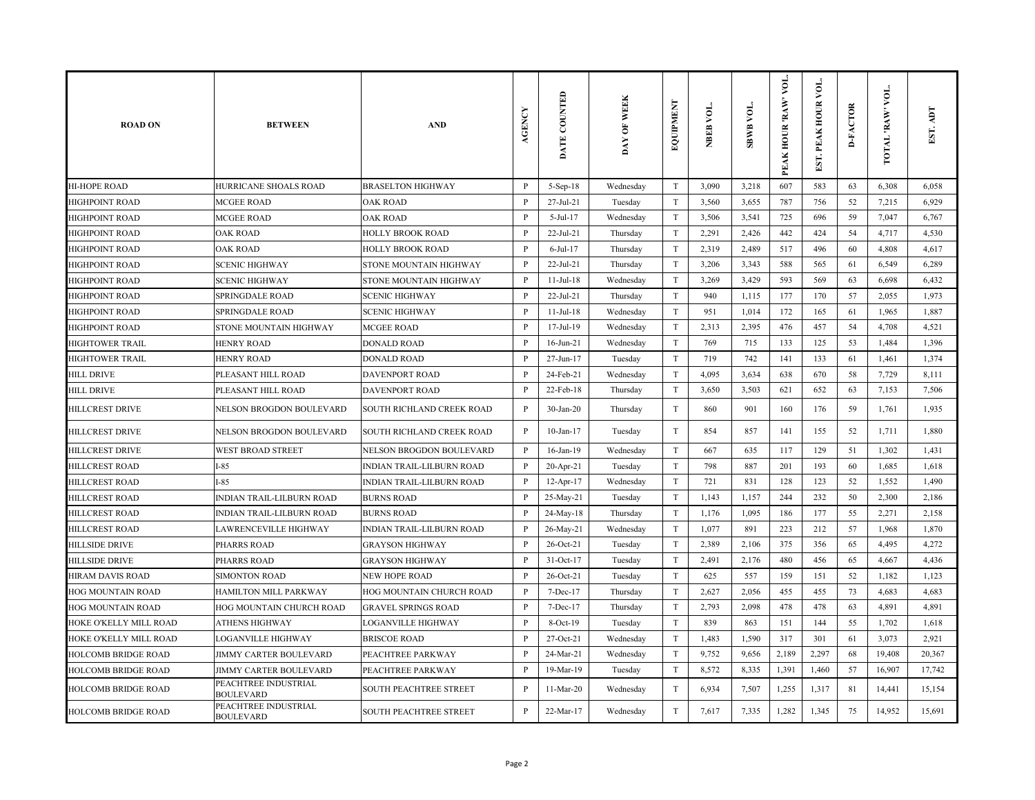| ROAD ON | BETWEEN | AND | AGENCY | DATE COUNTED | DAY OF WEEK | EQUIPMENT | NBEB VOL. | SBWB VOL. | PEAK HOUR 'RAW' VOL. | EST. PEAK HOUR VOL. | D-FACTOR | TOTAL 'RAW' VOL. | EST. ADT |
|---|---|---|---|---|---|---|---|---|---|---|---|---|---|
| HI-HOPE ROAD | HURRICANE SHOALS ROAD | BRASELTON HIGHWAY | P | 5-Sep-18 | Wednesday | T | 3,090 | 3,218 | 607 | 583 | 63 | 6,308 | 6,058 |
| HIGHPOINT ROAD | MCGEE ROAD | OAK ROAD | P | 27-Jul-21 | Tuesday | T | 3,560 | 3,655 | 787 | 756 | 52 | 7,215 | 6,929 |
| HIGHPOINT ROAD | MCGEE ROAD | OAK ROAD | P | 5-Jul-17 | Wednesday | T | 3,506 | 3,541 | 725 | 696 | 59 | 7,047 | 6,767 |
| HIGHPOINT ROAD | OAK ROAD | HOLLY BROOK ROAD | P | 22-Jul-21 | Thursday | T | 2,291 | 2,426 | 442 | 424 | 54 | 4,717 | 4,530 |
| HIGHPOINT ROAD | OAK ROAD | HOLLY BROOK ROAD | P | 6-Jul-17 | Thursday | T | 2,319 | 2,489 | 517 | 496 | 60 | 4,808 | 4,617 |
| HIGHPOINT ROAD | SCENIC HIGHWAY | STONE MOUNTAIN HIGHWAY | P | 22-Jul-21 | Thursday | T | 3,206 | 3,343 | 588 | 565 | 61 | 6,549 | 6,289 |
| HIGHPOINT ROAD | SCENIC HIGHWAY | STONE MOUNTAIN HIGHWAY | P | 11-Jul-18 | Wednesday | T | 3,269 | 3,429 | 593 | 569 | 63 | 6,698 | 6,432 |
| HIGHPOINT ROAD | SPRINGDALE ROAD | SCENIC HIGHWAY | P | 22-Jul-21 | Thursday | T | 940 | 1,115 | 177 | 170 | 57 | 2,055 | 1,973 |
| HIGHPOINT ROAD | SPRINGDALE ROAD | SCENIC HIGHWAY | P | 11-Jul-18 | Wednesday | T | 951 | 1,014 | 172 | 165 | 61 | 1,965 | 1,887 |
| HIGHPOINT ROAD | STONE MOUNTAIN HIGHWAY | MCGEE ROAD | P | 17-Jul-19 | Wednesday | T | 2,313 | 2,395 | 476 | 457 | 54 | 4,708 | 4,521 |
| HIGHTOWER TRAIL | HENRY ROAD | DONALD ROAD | P | 16-Jun-21 | Wednesday | T | 769 | 715 | 133 | 125 | 53 | 1,484 | 1,396 |
| HIGHTOWER TRAIL | HENRY ROAD | DONALD ROAD | P | 27-Jun-17 | Tuesday | T | 719 | 742 | 141 | 133 | 61 | 1,461 | 1,374 |
| HILL DRIVE | PLEASANT HILL ROAD | DAVENPORT ROAD | P | 24-Feb-21 | Wednesday | T | 4,095 | 3,634 | 638 | 670 | 58 | 7,729 | 8,111 |
| HILL DRIVE | PLEASANT HILL ROAD | DAVENPORT ROAD | P | 22-Feb-18 | Thursday | T | 3,650 | 3,503 | 621 | 652 | 63 | 7,153 | 7,506 |
| HILLCREST DRIVE | NELSON BROGDON BOULEVARD | SOUTH RICHLAND CREEK ROAD | P | 30-Jan-20 | Thursday | T | 860 | 901 | 160 | 176 | 59 | 1,761 | 1,935 |
| HILLCREST DRIVE | NELSON BROGDON BOULEVARD | SOUTH RICHLAND CREEK ROAD | P | 10-Jan-17 | Tuesday | T | 854 | 857 | 141 | 155 | 52 | 1,711 | 1,880 |
| HILLCREST DRIVE | WEST BROAD STREET | NELSON BROGDON BOULEVARD | P | 16-Jan-19 | Wednesday | T | 667 | 635 | 117 | 129 | 51 | 1,302 | 1,431 |
| HILLCREST ROAD | I-85 | INDIAN TRAIL-LILBURN ROAD | P | 20-Apr-21 | Tuesday | T | 798 | 887 | 201 | 193 | 60 | 1,685 | 1,618 |
| HILLCREST ROAD | I-85 | INDIAN TRAIL-LILBURN ROAD | P | 12-Apr-17 | Wednesday | T | 721 | 831 | 128 | 123 | 52 | 1,552 | 1,490 |
| HILLCREST ROAD | INDIAN TRAIL-LILBURN ROAD | BURNS ROAD | P | 25-May-21 | Tuesday | T | 1,143 | 1,157 | 244 | 232 | 50 | 2,300 | 2,186 |
| HILLCREST ROAD | INDIAN TRAIL-LILBURN ROAD | BURNS ROAD | P | 24-May-18 | Thursday | T | 1,176 | 1,095 | 186 | 177 | 55 | 2,271 | 2,158 |
| HILLCREST ROAD | LAWRENCEVILLE HIGHWAY | INDIAN TRAIL-LILBURN ROAD | P | 26-May-21 | Wednesday | T | 1,077 | 891 | 223 | 212 | 57 | 1,968 | 1,870 |
| HILLSIDE DRIVE | PHARRS ROAD | GRAYSON HIGHWAY | P | 26-Oct-21 | Tuesday | T | 2,389 | 2,106 | 375 | 356 | 65 | 4,495 | 4,272 |
| HILLSIDE DRIVE | PHARRS ROAD | GRAYSON HIGHWAY | P | 31-Oct-17 | Tuesday | T | 2,491 | 2,176 | 480 | 456 | 65 | 4,667 | 4,436 |
| HIRAM DAVIS ROAD | SIMONTON ROAD | NEW HOPE ROAD | P | 26-Oct-21 | Tuesday | T | 625 | 557 | 159 | 151 | 52 | 1,182 | 1,123 |
| HOG MOUNTAIN ROAD | HAMILTON MILL PARKWAY | HOG MOUNTAIN CHURCH ROAD | P | 7-Dec-17 | Thursday | T | 2,627 | 2,056 | 455 | 455 | 73 | 4,683 | 4,683 |
| HOG MOUNTAIN ROAD | HOG MOUNTAIN CHURCH ROAD | GRAVEL SPRINGS ROAD | P | 7-Dec-17 | Thursday | T | 2,793 | 2,098 | 478 | 478 | 63 | 4,891 | 4,891 |
| HOKE O'KELLY MILL ROAD | ATHENS HIGHWAY | LOGANVILLE HIGHWAY | P | 8-Oct-19 | Tuesday | T | 839 | 863 | 151 | 144 | 55 | 1,702 | 1,618 |
| HOKE O'KELLY MILL ROAD | LOGANVILLE HIGHWAY | BRISCOE ROAD | P | 27-Oct-21 | Wednesday | T | 1,483 | 1,590 | 317 | 301 | 61 | 3,073 | 2,921 |
| HOLCOMB BRIDGE ROAD | JIMMY CARTER BOULEVARD | PEACHTREE PARKWAY | P | 24-Mar-21 | Wednesday | T | 9,752 | 9,656 | 2,189 | 2,297 | 68 | 19,408 | 20,367 |
| HOLCOMB BRIDGE ROAD | JIMMY CARTER BOULEVARD | PEACHTREE PARKWAY | P | 19-Mar-19 | Tuesday | T | 8,572 | 8,335 | 1,391 | 1,460 | 57 | 16,907 | 17,742 |
| HOLCOMB BRIDGE ROAD | PEACHTREE INDUSTRIAL BOULEVARD | SOUTH PEACHTREE STREET | P | 11-Mar-20 | Wednesday | T | 6,934 | 7,507 | 1,255 | 1,317 | 81 | 14,441 | 15,154 |
| HOLCOMB BRIDGE ROAD | PEACHTREE INDUSTRIAL BOULEVARD | SOUTH PEACHTREE STREET | P | 22-Mar-17 | Wednesday | T | 7,617 | 7,335 | 1,282 | 1,345 | 75 | 14,952 | 15,691 |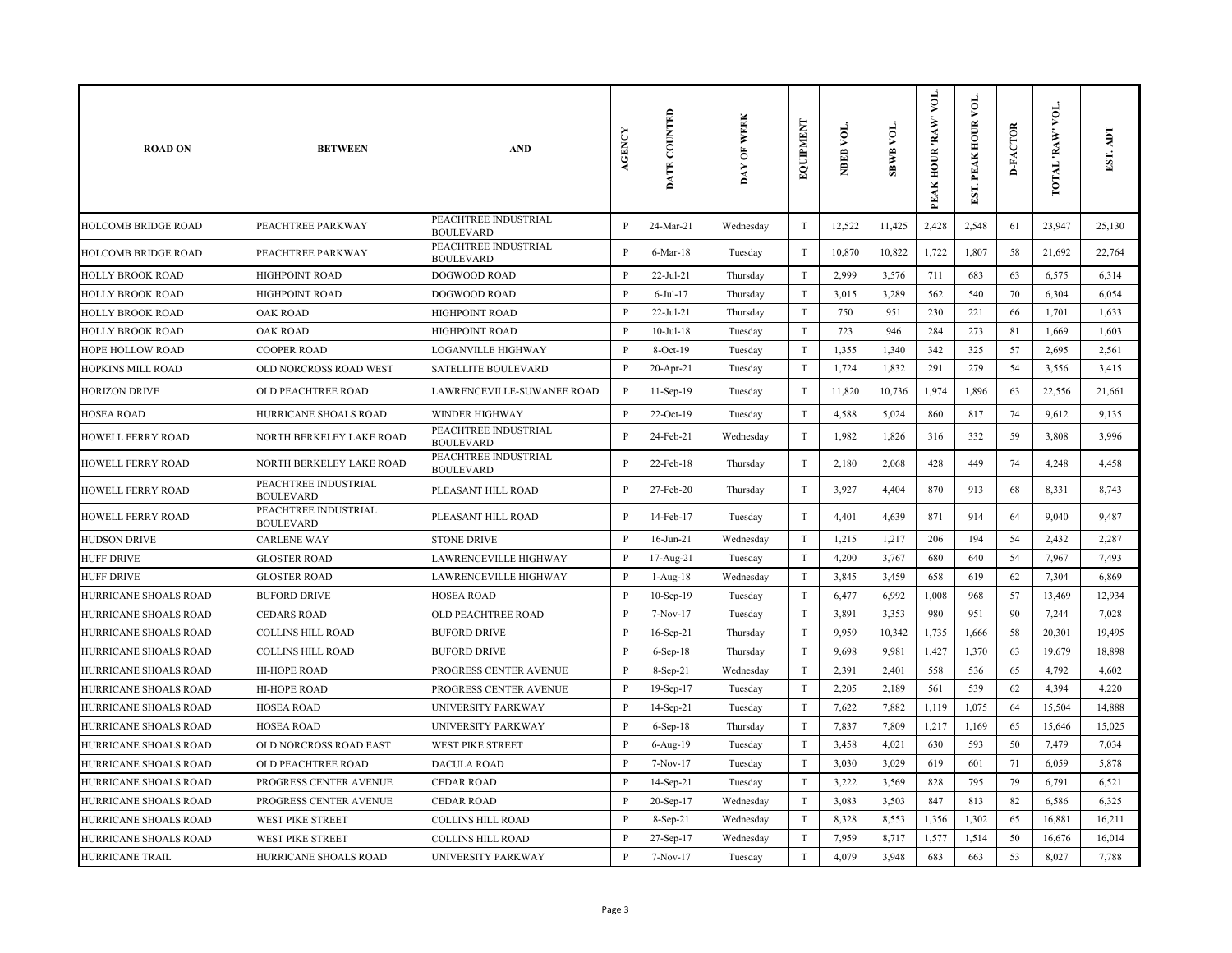| ROAD ON | BETWEEN | AND | AGENCY | DATE COUNTED | DAY OF WEEK | EQUIPMENT | NBEB VOL. | SBWB VOL. | PEAK HOUR 'RAW' VOL. | EST. PEAK HOUR VOL. | D-FACTOR | TOTAL 'RAW' VOL. | EST. ADT |
|---|---|---|---|---|---|---|---|---|---|---|---|---|---|
| HOLCOMB BRIDGE ROAD | PEACHTREE PARKWAY | PEACHTREE INDUSTRIAL BOULEVARD | P | 24-Mar-21 | Wednesday | T | 12,522 | 11,425 | 2,428 | 2,548 | 61 | 23,947 | 25,130 |
| HOLCOMB BRIDGE ROAD | PEACHTREE PARKWAY | PEACHTREE INDUSTRIAL BOULEVARD | P | 6-Mar-18 | Tuesday | T | 10,870 | 10,822 | 1,722 | 1,807 | 58 | 21,692 | 22,764 |
| HOLLY BROOK ROAD | HIGHPOINT ROAD | DOGWOOD ROAD | P | 22-Jul-21 | Thursday | T | 2,999 | 3,576 | 711 | 683 | 63 | 6,575 | 6,314 |
| HOLLY BROOK ROAD | HIGHPOINT ROAD | DOGWOOD ROAD | P | 6-Jul-17 | Thursday | T | 3,015 | 3,289 | 562 | 540 | 70 | 6,304 | 6,054 |
| HOLLY BROOK ROAD | OAK ROAD | HIGHPOINT ROAD | P | 22-Jul-21 | Thursday | T | 750 | 951 | 230 | 221 | 66 | 1,701 | 1,633 |
| HOLLY BROOK ROAD | OAK ROAD | HIGHPOINT ROAD | P | 10-Jul-18 | Tuesday | T | 723 | 946 | 284 | 273 | 81 | 1,669 | 1,603 |
| HOPE HOLLOW ROAD | COOPER ROAD | LOGANVILLE HIGHWAY | P | 8-Oct-19 | Tuesday | T | 1,355 | 1,340 | 342 | 325 | 57 | 2,695 | 2,561 |
| HOPKINS MILL ROAD | OLD NORCROSS ROAD WEST | SATELLITE BOULEVARD | P | 20-Apr-21 | Tuesday | T | 1,724 | 1,832 | 291 | 279 | 54 | 3,556 | 3,415 |
| HORIZON DRIVE | OLD PEACHTREE ROAD | LAWRENCEVILLE-SUWANEE ROAD | P | 11-Sep-19 | Tuesday | T | 11,820 | 10,736 | 1,974 | 1,896 | 63 | 22,556 | 21,661 |
| HOSEA ROAD | HURRICANE SHOALS ROAD | WINDER HIGHWAY | P | 22-Oct-19 | Tuesday | T | 4,588 | 5,024 | 860 | 817 | 74 | 9,612 | 9,135 |
| HOWELL FERRY ROAD | NORTH BERKELEY LAKE ROAD | PEACHTREE INDUSTRIAL BOULEVARD | P | 24-Feb-21 | Wednesday | T | 1,982 | 1,826 | 316 | 332 | 59 | 3,808 | 3,996 |
| HOWELL FERRY ROAD | NORTH BERKELEY LAKE ROAD | PEACHTREE INDUSTRIAL BOULEVARD | P | 22-Feb-18 | Thursday | T | 2,180 | 2,068 | 428 | 449 | 74 | 4,248 | 4,458 |
| HOWELL FERRY ROAD | PEACHTREE INDUSTRIAL BOULEVARD | PLEASANT HILL ROAD | P | 27-Feb-20 | Thursday | T | 3,927 | 4,404 | 870 | 913 | 68 | 8,331 | 8,743 |
| HOWELL FERRY ROAD | PEACHTREE INDUSTRIAL BOULEVARD | PLEASANT HILL ROAD | P | 14-Feb-17 | Tuesday | T | 4,401 | 4,639 | 871 | 914 | 64 | 9,040 | 9,487 |
| HUDSON DRIVE | CARLENE WAY | STONE DRIVE | P | 16-Jun-21 | Wednesday | T | 1,215 | 1,217 | 206 | 194 | 54 | 2,432 | 2,287 |
| HUFF DRIVE | GLOSTER ROAD | LAWRENCEVILLE HIGHWAY | P | 17-Aug-21 | Tuesday | T | 4,200 | 3,767 | 680 | 640 | 54 | 7,967 | 7,493 |
| HUFF DRIVE | GLOSTER ROAD | LAWRENCEVILLE HIGHWAY | P | 1-Aug-18 | Wednesday | T | 3,845 | 3,459 | 658 | 619 | 62 | 7,304 | 6,869 |
| HURRICANE SHOALS ROAD | BUFORD DRIVE | HOSEA ROAD | P | 10-Sep-19 | Tuesday | T | 6,477 | 6,992 | 1,008 | 968 | 57 | 13,469 | 12,934 |
| HURRICANE SHOALS ROAD | CEDARS ROAD | OLD PEACHTREE ROAD | P | 7-Nov-17 | Tuesday | T | 3,891 | 3,353 | 980 | 951 | 90 | 7,244 | 7,028 |
| HURRICANE SHOALS ROAD | COLLINS HILL ROAD | BUFORD DRIVE | P | 16-Sep-21 | Thursday | T | 9,959 | 10,342 | 1,735 | 1,666 | 58 | 20,301 | 19,495 |
| HURRICANE SHOALS ROAD | COLLINS HILL ROAD | BUFORD DRIVE | P | 6-Sep-18 | Thursday | T | 9,698 | 9,981 | 1,427 | 1,370 | 63 | 19,679 | 18,898 |
| HURRICANE SHOALS ROAD | HI-HOPE ROAD | PROGRESS CENTER AVENUE | P | 8-Sep-21 | Wednesday | T | 2,391 | 2,401 | 558 | 536 | 65 | 4,792 | 4,602 |
| HURRICANE SHOALS ROAD | HI-HOPE ROAD | PROGRESS CENTER AVENUE | P | 19-Sep-17 | Tuesday | T | 2,205 | 2,189 | 561 | 539 | 62 | 4,394 | 4,220 |
| HURRICANE SHOALS ROAD | HOSEA ROAD | UNIVERSITY PARKWAY | P | 14-Sep-21 | Tuesday | T | 7,622 | 7,882 | 1,119 | 1,075 | 64 | 15,504 | 14,888 |
| HURRICANE SHOALS ROAD | HOSEA ROAD | UNIVERSITY PARKWAY | P | 6-Sep-18 | Thursday | T | 7,837 | 7,809 | 1,217 | 1,169 | 65 | 15,646 | 15,025 |
| HURRICANE SHOALS ROAD | OLD NORCROSS ROAD EAST | WEST PIKE STREET | P | 6-Aug-19 | Tuesday | T | 3,458 | 4,021 | 630 | 593 | 50 | 7,479 | 7,034 |
| HURRICANE SHOALS ROAD | OLD PEACHTREE ROAD | DACULA ROAD | P | 7-Nov-17 | Tuesday | T | 3,030 | 3,029 | 619 | 601 | 71 | 6,059 | 5,878 |
| HURRICANE SHOALS ROAD | PROGRESS CENTER AVENUE | CEDAR ROAD | P | 14-Sep-21 | Tuesday | T | 3,222 | 3,569 | 828 | 795 | 79 | 6,791 | 6,521 |
| HURRICANE SHOALS ROAD | PROGRESS CENTER AVENUE | CEDAR ROAD | P | 20-Sep-17 | Wednesday | T | 3,083 | 3,503 | 847 | 813 | 82 | 6,586 | 6,325 |
| HURRICANE SHOALS ROAD | WEST PIKE STREET | COLLINS HILL ROAD | P | 8-Sep-21 | Wednesday | T | 8,328 | 8,553 | 1,356 | 1,302 | 65 | 16,881 | 16,211 |
| HURRICANE SHOALS ROAD | WEST PIKE STREET | COLLINS HILL ROAD | P | 27-Sep-17 | Wednesday | T | 7,959 | 8,717 | 1,577 | 1,514 | 50 | 16,676 | 16,014 |
| HURRICANE TRAIL | HURRICANE SHOALS ROAD | UNIVERSITY PARKWAY | P | 7-Nov-17 | Tuesday | T | 4,079 | 3,948 | 683 | 663 | 53 | 8,027 | 7,788 |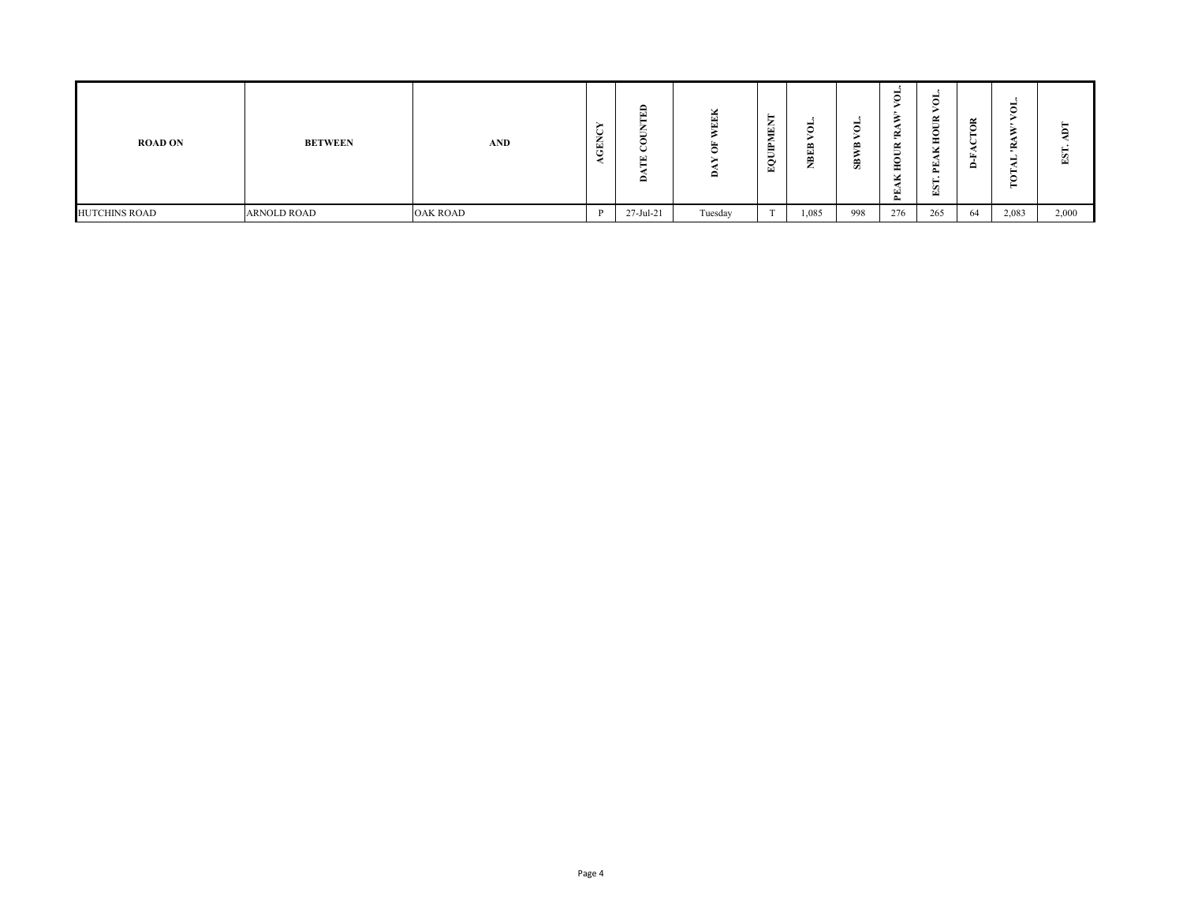| ROAD ON | BETWEEN | AND | AGENCY | DATE COUNTED | DAY OF WEEK | EQUIPMENT | NBEB VOL. | SBWB VOL. | PEAK HOUR 'RAW' VOL. | EST. PEAK HOUR VOL. | D-FACTOR | TOTAL 'RAW' VOL. | EST. ADT |
|---|---|---|---|---|---|---|---|---|---|---|---|---|---|
| HUTCHINS ROAD | ARNOLD ROAD | OAK ROAD | P | 27-Jul-21 | Tuesday | T | 1,085 | 998 | 276 | 265 | 64 | 2,083 | 2,000 |